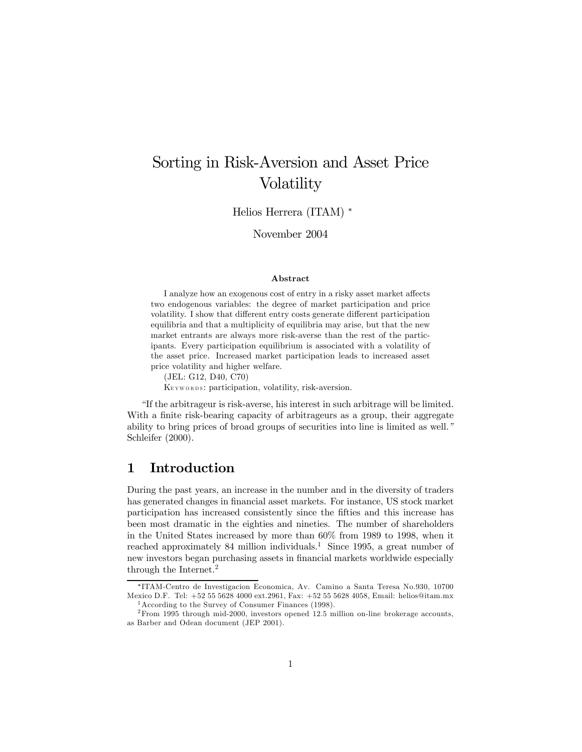# Sorting in Risk-Aversion and Asset Price Volatility

Helios Herrera (ITAM) *

November 2004

**Abstract**

I analyze how an exogenous cost of entry in a risky asset market affects two endogenous variables: the degree of market participation and price volatility. I show that different entry costs generate different participation equilibria and that a multiplicity of equilibria may arise, but that the new market entrants are always more risk-averse than the rest of the participants. Every participation equilibrium is associated with a volatility of the asset price. Increased market participation leads to increased asset price volatility and higher welfare.

(JEL: G12, D40, C70)

Keywords: participation, volatility, risk-aversion.

"If the arbitrageur is risk-averse, his interest in such arbitrage will be limited. With a finite risk-bearing capacity of arbitrageurs as a group, their aggregate ability to bring prices of broad groups of securities into line is limited as well." Schleifer (2000).

## 1 Introduction

During the past years, an increase in the number and in the diversity of traders has generated changes in financial asset markets. For instance, US stock market participation has increased consistently since the fifties and this increase has been most dramatic in the eighties and nineties. The number of shareholders in the United States increased by more than 60% from 1989 to 1998, when it reached approximately 84 million individuals.[1] Since 1995, a great number of new investors began purchasing assets in financial markets worldwide especially through the Internet.[2]

*ITAM-Centro de Investigacion Economica, Av. Camino a Santa Teresa No.930, 10700 Mexico D.F. Tel: +52 55 5628 4000 ext.2961, Fax: +52 55 5628 4058, Email: helios@itam.mx

[1] According to the Survey of Consumer Finances (1998).

[2] From 1995 through mid-2000, investors opened 12.5 million on-line brokerage accounts, as Barber and Odean document (JEP 2001).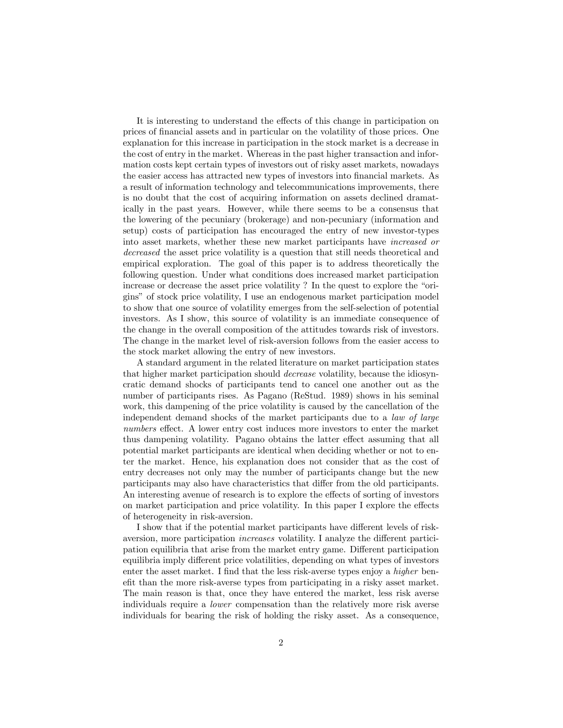It is interesting to understand the effects of this change in participation on prices of financial assets and in particular on the volatility of those prices. One explanation for this increase in participation in the stock market is a decrease in the cost of entry in the market. Whereas in the past higher transaction and information costs kept certain types of investors out of risky asset markets, nowadays the easier access has attracted new types of investors into financial markets. As a result of information technology and telecommunications improvements, there is no doubt that the cost of acquiring information on assets declined dramatically in the past years. However, while there seems to be a consensus that the lowering of the pecuniary (brokerage) and non-pecuniary (information and setup) costs of participation has encouraged the entry of new investor-types into asset markets, whether these new market participants have *increased or decreased* the asset price volatility is a question that still needs theoretical and empirical exploration. The goal of this paper is to address theoretically the following question. Under what conditions does increased market participation increase or decrease the asset price volatility ? In the quest to explore the "origins" of stock price volatility, I use an endogenous market participation model to show that one source of volatility emerges from the self-selection of potential investors. As I show, this source of volatility is an immediate consequence of the change in the overall composition of the attitudes towards risk of investors. The change in the market level of risk-aversion follows from the easier access to the stock market allowing the entry of new investors.

A standard argument in the related literature on market participation states that higher market participation should *decrease* volatility, because the idiosyncratic demand shocks of participants tend to cancel one another out as the number of participants rises. As Pagano (ReStud. 1989) shows in his seminal work, this dampening of the price volatility is caused by the cancellation of the independent demand shocks of the market participants due to a *law of large numbers* effect. A lower entry cost induces more investors to enter the market thus dampening volatility. Pagano obtains the latter effect assuming that all potential market participants are identical when deciding whether or not to enter the market. Hence, his explanation does not consider that as the cost of entry decreases not only may the number of participants change but the new participants may also have characteristics that differ from the old participants. An interesting avenue of research is to explore the effects of sorting of investors on market participation and price volatility. In this paper I explore the effects of heterogeneity in risk-aversion.

I show that if the potential market participants have different levels of risk-aversion, more participation *increases* volatility. I analyze the different participation equilibria that arise from the market entry game. Different participation equilibria imply different price volatilities, depending on what types of investors enter the asset market. I find that the less risk-averse types enjoy a *higher* benefit than the more risk-averse types from participating in a risky asset market. The main reason is that, once they have entered the market, less risk averse individuals require a *lower* compensation than the relatively more risk averse individuals for bearing the risk of holding the risky asset. As a consequence,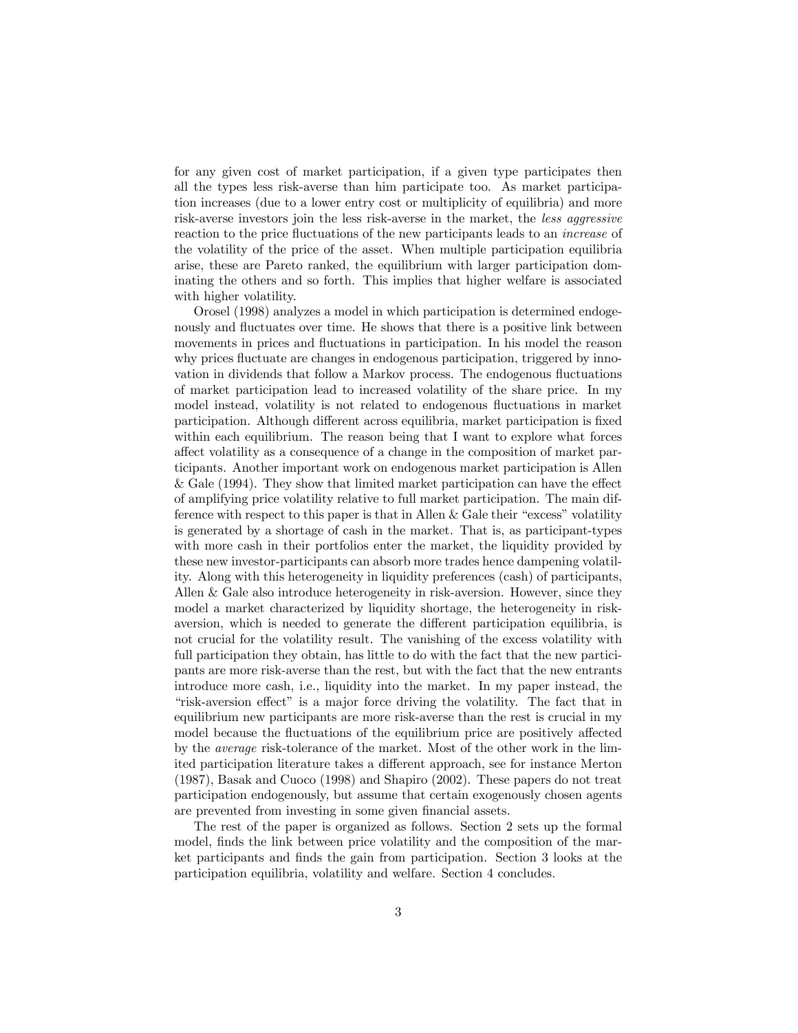for any given cost of market participation, if a given type participates then all the types less risk-averse than him participate too. As market participation increases (due to a lower entry cost or multiplicity of equilibria) and more risk-averse investors join the less risk-averse in the market, the *less aggressive* reaction to the price fluctuations of the new participants leads to an *increase* of the volatility of the price of the asset. When multiple participation equilibria arise, these are Pareto ranked, the equilibrium with larger participation dominating the others and so forth. This implies that higher welfare is associated with higher volatility.

Orosel (1998) analyzes a model in which participation is determined endogenously and fluctuates over time. He shows that there is a positive link between movements in prices and fluctuations in participation. In his model the reason why prices fluctuate are changes in endogenous participation, triggered by innovation in dividends that follow a Markov process. The endogenous fluctuations of market participation lead to increased volatility of the share price. In my model instead, volatility is not related to endogenous fluctuations in market participation. Although different across equilibria, market participation is fixed within each equilibrium. The reason being that I want to explore what forces affect volatility as a consequence of a change in the composition of market participants. Another important work on endogenous market participation is Allen & Gale (1994). They show that limited market participation can have the effect of amplifying price volatility relative to full market participation. The main difference with respect to this paper is that in Allen & Gale their "excess" volatility is generated by a shortage of cash in the market. That is, as participant-types with more cash in their portfolios enter the market, the liquidity provided by these new investor-participants can absorb more trades hence dampening volatility. Along with this heterogeneity in liquidity preferences (cash) of participants, Allen & Gale also introduce heterogeneity in risk-aversion. However, since they model a market characterized by liquidity shortage, the heterogeneity in risk-aversion, which is needed to generate the different participation equilibria, is not crucial for the volatility result. The vanishing of the excess volatility with full participation they obtain, has little to do with the fact that the new participants are more risk-averse than the rest, but with the fact that the new entrants introduce more cash, i.e., liquidity into the market. In my paper instead, the "risk-aversion effect" is a major force driving the volatility. The fact that in equilibrium new participants are more risk-averse than the rest is crucial in my model because the fluctuations of the equilibrium price are positively affected by the *average* risk-tolerance of the market. Most of the other work in the limited participation literature takes a different approach, see for instance Merton (1987), Basak and Cuoco (1998) and Shapiro (2002). These papers do not treat participation endogenously, but assume that certain exogenously chosen agents are prevented from investing in some given financial assets.

The rest of the paper is organized as follows. Section 2 sets up the formal model, finds the link between price volatility and the composition of the market participants and finds the gain from participation. Section 3 looks at the participation equilibria, volatility and welfare. Section 4 concludes.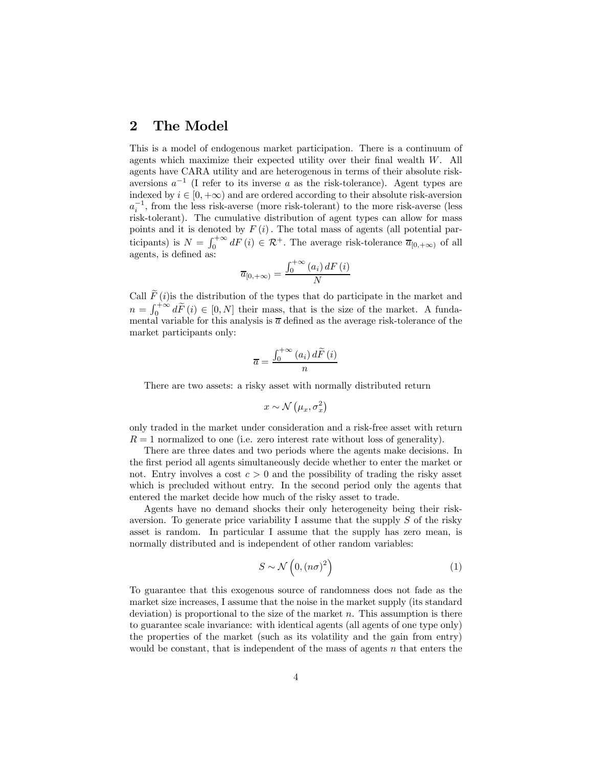## 2 The Model

This is a model of endogenous market participation. There is a continuum of agents which maximize their expected utility over their final wealth $W$. All agents have CARA utility and are heterogenous in terms of their absolute risk-aversions $a^{-1}$ (I refer to its inverse $a$ as the risk-tolerance). Agent types are indexed by $i \in [0, +\infty)$ and are ordered according to their absolute risk-aversion $a_i^{-1}$, from the less risk-averse (more risk-tolerant) to the more risk-averse (less risk-tolerant). The cumulative distribution of agent types can allow for mass points and it is denoted by $F(i)$. The total mass of agents (all potential participants) is $N = \int_0^{+\infty} dF(i) \in \mathcal{R}^+$. The average risk-tolerance $\overline{a}_{[0,+\infty)}$ of all agents, is defined as:

$$\overline{a}_{[0,+\infty)} = \frac{\int_0^{+\infty} (a_i)\, dF(i)}{N}$$

Call $\widetilde{F}(i)$is the distribution of the types that do participate in the market and $n = \int_0^{+\infty} d\widetilde{F}(i) \in [0, N]$ their mass, that is the size of the market. A fundamental variable for this analysis is $\overline{a}$ defined as the average risk-tolerance of the market participants only:

$$\overline{a} = \frac{\int_0^{+\infty} (a_i)\, d\widetilde{F}(i)}{n}$$

There are two assets: a risky asset with normally distributed return

$$x \sim \mathcal{N}\left(\mu_x, \sigma_x^2\right)$$

only traded in the market under consideration and a risk-free asset with return $R = 1$ normalized to one (i.e. zero interest rate without loss of generality).

There are three dates and two periods where the agents make decisions. In the first period all agents simultaneously decide whether to enter the market or not. Entry involves a cost $c > 0$ and the possibility of trading the risky asset which is precluded without entry. In the second period only the agents that entered the market decide how much of the risky asset to trade.

Agents have no demand shocks their only heterogeneity being their risk-aversion. To generate price variability I assume that the supply $S$ of the risky asset is random. In particular I assume that the supply has zero mean, is normally distributed and is independent of other random variables:

$$S \sim \mathcal{N}\left(0, (n\sigma)^2\right) \tag{1}$$

To guarantee that this exogenous source of randomness does not fade as the market size increases, I assume that the noise in the market supply (its standard deviation) is proportional to the size of the market $n$. This assumption is there to guarantee scale invariance: with identical agents (all agents of one type only) the properties of the market (such as its volatility and the gain from entry) would be constant, that is independent of the mass of agents $n$ that enters the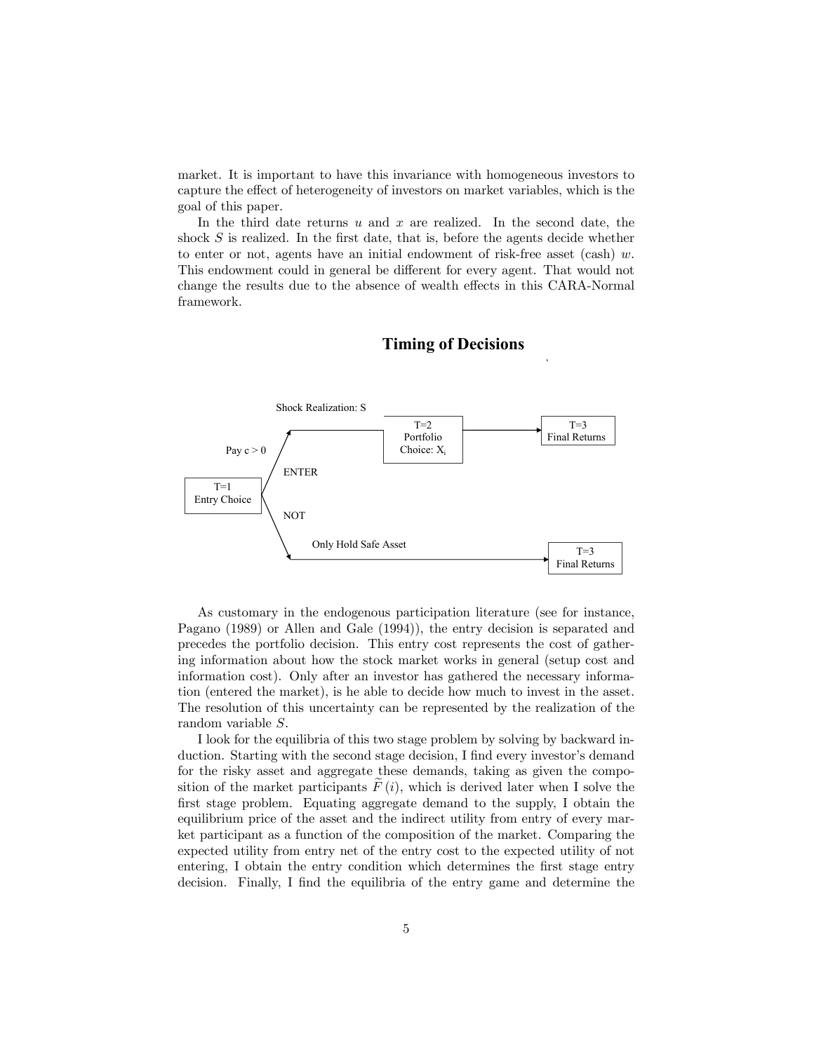market. It is important to have this invariance with homogeneous investors to capture the effect of heterogeneity of investors on market variables, which is the goal of this paper.

In the third date returns $u$ and $x$ are realized. In the second date, the shock $S$ is realized. In the first date, that is, before the agents decide whether to enter or not, agents have an initial endowment of risk-free asset (cash) $w$. This endowment could in general be different for every agent. That would not change the results due to the absence of wealth effects in this CARA-Normal framework.

**Timing of Decisions**

T=1 Entry Choice

ENTER — Pay $c > 0$ — Shock Realization: S — T=2 Portfolio Choice: $X_i$ — T=3 Final Returns

NOT — Only Hold Safe Asset — T=3 Final Returns

As customary in the endogenous participation literature (see for instance, Pagano (1989) or Allen and Gale (1994)), the entry decision is separated and precedes the portfolio decision. This entry cost represents the cost of gathering information about how the stock market works in general (setup cost and information cost). Only after an investor has gathered the necessary information (entered the market), is he able to decide how much to invest in the asset. The resolution of this uncertainty can be represented by the realization of the random variable $S$.

I look for the equilibria of this two stage problem by solving by backward induction. Starting with the second stage decision, I find every investor's demand for the risky asset and aggregate these demands, taking as given the composition of the market participants $\widetilde{F}(i)$, which is derived later when I solve the first stage problem. Equating aggregate demand to the supply, I obtain the equilibrium price of the asset and the indirect utility from entry of every market participant as a function of the composition of the market. Comparing the expected utility from entry net of the entry cost to the expected utility of not entering, I obtain the entry condition which determines the first stage entry decision. Finally, I find the equilibria of the entry game and determine the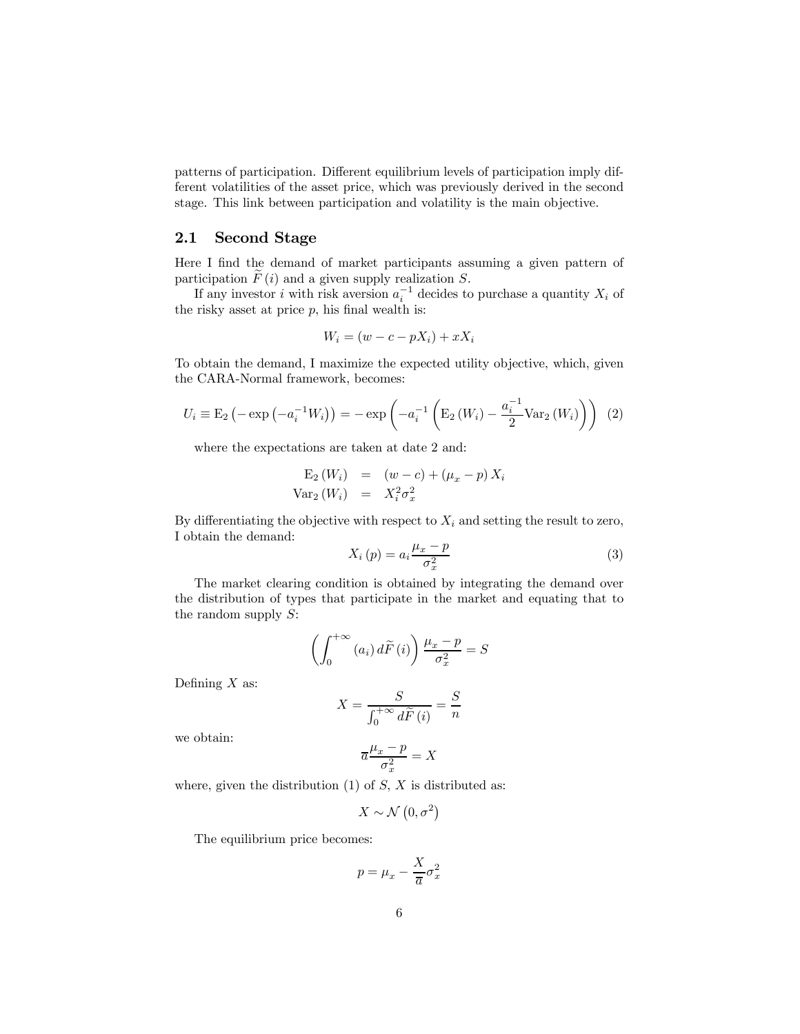patterns of participation. Different equilibrium levels of participation imply different volatilities of the asset price, which was previously derived in the second stage. This link between participation and volatility is the main objective.

## 2.1 Second Stage

Here I find the demand of market participants assuming a given pattern of participation $\widetilde{F}(i)$ and a given supply realization $S$.

If any investor $i$ with risk aversion $a_i^{-1}$ decides to purchase a quantity $X_i$ of the risky asset at price $p$, his final wealth is:

$$W_i = (w - c - pX_i) + xX_i$$

To obtain the demand, I maximize the expected utility objective, which, given the CARA-Normal framework, becomes:

$$U_i \equiv \mathrm{E}_2\left(-\exp\left(-a_i^{-1}W_i\right)\right) = -\exp\left(-a_i^{-1}\left(\mathrm{E}_2(W_i) - \frac{a_i^{-1}}{2}\mathrm{Var}_2(W_i)\right)\right) \quad (2)$$

where the expectations are taken at date 2 and:

$$\begin{aligned}
\mathrm{E}_2(W_i) &= (w - c) + (\mu_x - p)X_i \\
\mathrm{Var}_2(W_i) &= X_i^2\sigma_x^2
\end{aligned}$$

By differentiating the objective with respect to $X_i$ and setting the result to zero, I obtain the demand:

$$X_i(p) = a_i\frac{\mu_x - p}{\sigma_x^2} \quad (3)$$

The market clearing condition is obtained by integrating the demand over the distribution of types that participate in the market and equating that to the random supply $S$:

$$\left(\int_0^{+\infty}(a_i)\,d\widetilde{F}(i)\right)\frac{\mu_x - p}{\sigma_x^2} = S$$

Defining $X$ as:

$$X = \frac{S}{\int_0^{+\infty}d\widetilde{F}(i)} = \frac{S}{n}$$

we obtain:

$$\overline{a}\frac{\mu_x - p}{\sigma_x^2} = X$$

where, given the distribution (1) of $S$, $X$ is distributed as:

$$X \sim \mathcal{N}\left(0, \sigma^2\right)$$

The equilibrium price becomes:

$$p = \mu_x - \frac{X}{\overline{a}}\sigma_x^2$$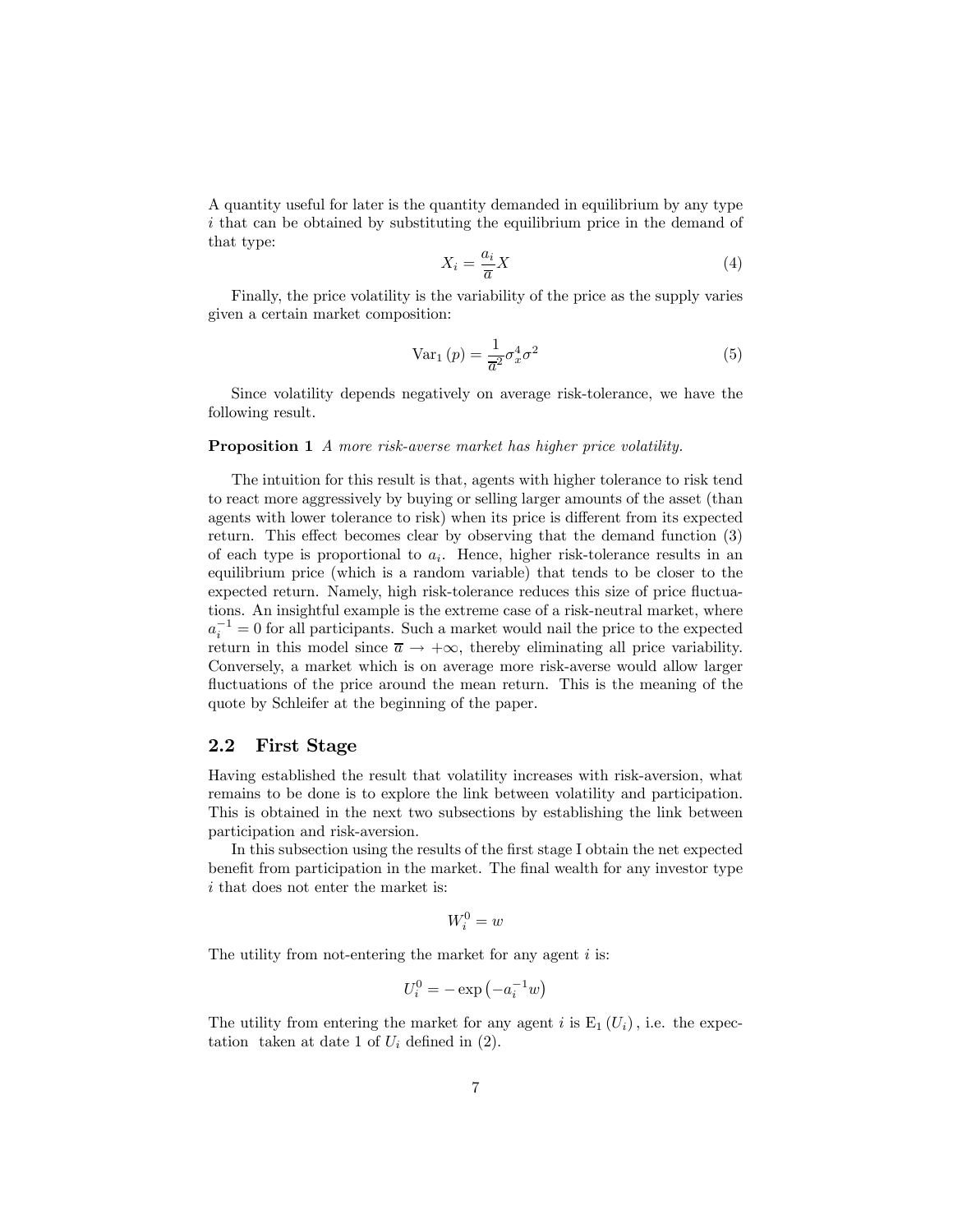A quantity useful for later is the quantity demanded in equilibrium by any type $i$ that can be obtained by substituting the equilibrium price in the demand of that type:

$$X_i = \frac{a_i}{\overline{a}} X \tag{4}$$

Finally, the price volatility is the variability of the price as the supply varies given a certain market composition:

$$\mathrm{Var}_1(p) = \frac{1}{\overline{a}^2} \sigma_x^4 \sigma^2 \tag{5}$$

Since volatility depends negatively on average risk-tolerance, we have the following result.

**Proposition 1** *A more risk-averse market has higher price volatility.*

The intuition for this result is that, agents with higher tolerance to risk tend to react more aggressively by buying or selling larger amounts of the asset (than agents with lower tolerance to risk) when its price is different from its expected return. This effect becomes clear by observing that the demand function (3) of each type is proportional to $a_i$. Hence, higher risk-tolerance results in an equilibrium price (which is a random variable) that tends to be closer to the expected return. Namely, high risk-tolerance reduces this size of price fluctuations. An insightful example is the extreme case of a risk-neutral market, where $a_i^{-1} = 0$ for all participants. Such a market would nail the price to the expected return in this model since $\overline{a} \to +\infty$, thereby eliminating all price variability. Conversely, a market which is on average more risk-averse would allow larger fluctuations of the price around the mean return. This is the meaning of the quote by Schleifer at the beginning of the paper.

## 2.2 First Stage

Having established the result that volatility increases with risk-aversion, what remains to be done is to explore the link between volatility and participation. This is obtained in the next two subsections by establishing the link between participation and risk-aversion.

In this subsection using the results of the first stage I obtain the net expected benefit from participation in the market. The final wealth for any investor type $i$ that does not enter the market is:

$$W_i^0 = w$$

The utility from not-entering the market for any agent $i$ is:

$$U_i^0 = -\exp\left(-a_i^{-1} w\right)$$

The utility from entering the market for any agent $i$ is $\mathrm{E}_1(U_i)$, i.e. the expectation taken at date 1 of $U_i$ defined in (2).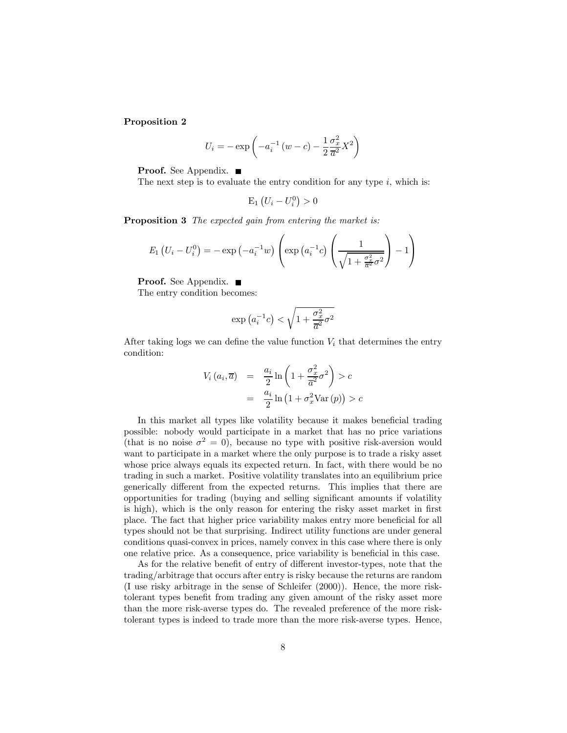**Proposition 2**

$$U_i = -\exp\left(-a_i^{-1}(w-c) - \frac{1}{2}\frac{\sigma_x^2}{\overline{a}^2}X^2\right)$$

**Proof.** See Appendix. ■

The next step is to evaluate the entry condition for any type $i$, which is:

$$\mathrm{E}_1\left(U_i - U_i^0\right) > 0$$

**Proposition 3** *The expected gain from entering the market is:*

$$E_1\left(U_i - U_i^0\right) = -\exp\left(-a_i^{-1}w\right)\left(\exp\left(a_i^{-1}c\right)\left(\frac{1}{\sqrt{1+\frac{\sigma_x^2}{\overline{a}^2}\sigma^2}}\right) - 1\right)$$

**Proof.** See Appendix. ■

The entry condition becomes:

$$\exp\left(a_i^{-1}c\right) < \sqrt{1+\frac{\sigma_x^2}{\overline{a}^2}\sigma^2}$$

After taking logs we can define the value function $V_i$ that determines the entry condition:

$$\begin{aligned} V_i\left(a_i, \overline{a}\right) &= \frac{a_i}{2}\ln\left(1+\frac{\sigma_x^2}{\overline{a}^2}\sigma^2\right) > c \\ &= \frac{a_i}{2}\ln\left(1+\sigma_x^2 \mathrm{Var}\left(p\right)\right) > c \end{aligned}$$

In this market all types like volatility because it makes beneficial trading possible: nobody would participate in a market that has no price variations (that is no noise $\sigma^2 = 0$), because no type with positive risk-aversion would want to participate in a market where the only purpose is to trade a risky asset whose price always equals its expected return. In fact, with there would be no trading in such a market. Positive volatility translates into an equilibrium price generically different from the expected returns. This implies that there are opportunities for trading (buying and selling significant amounts if volatility is high), which is the only reason for entering the risky asset market in first place. The fact that higher price variability makes entry more beneficial for all types should not be that surprising. Indirect utility functions are under general conditions quasi-convex in prices, namely convex in this case where there is only one relative price. As a consequence, price variability is beneficial in this case.

As for the relative benefit of entry of different investor-types, note that the trading/arbitrage that occurs after entry is risky because the returns are random (I use risky arbitrage in the sense of Schleifer (2000)). Hence, the more risk-tolerant types benefit from trading any given amount of the risky asset more than the more risk-averse types do. The revealed preference of the more risk-tolerant types is indeed to trade more than the more risk-averse types. Hence,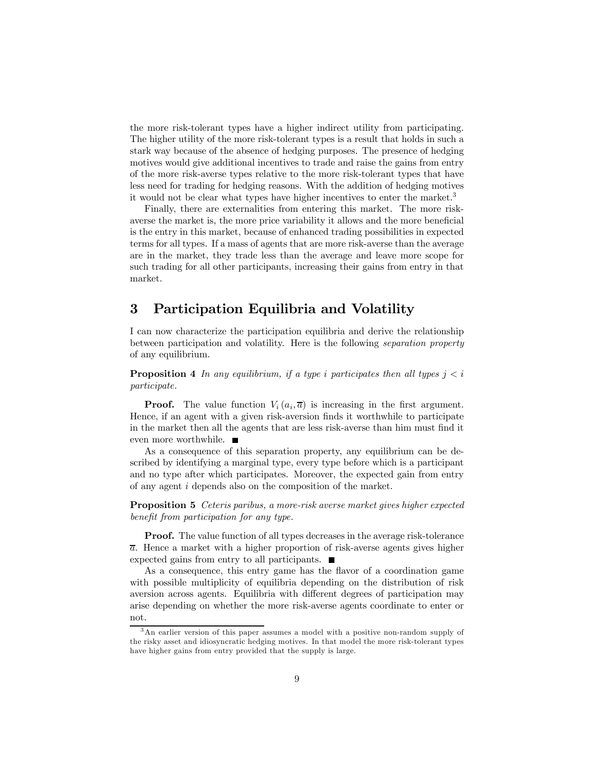the more risk-tolerant types have a higher indirect utility from participating. The higher utility of the more risk-tolerant types is a result that holds in such a stark way because of the absence of hedging purposes. The presence of hedging motives would give additional incentives to trade and raise the gains from entry of the more risk-averse types relative to the more risk-tolerant types that have less need for trading for hedging reasons. With the addition of hedging motives it would not be clear what types have higher incentives to enter the market.[3]

Finally, there are externalities from entering this market. The more risk-averse the market is, the more price variability it allows and the more beneficial is the entry in this market, because of enhanced trading possibilities in expected terms for all types. If a mass of agents that are more risk-averse than the average are in the market, they trade less than the average and leave more scope for such trading for all other participants, increasing their gains from entry in that market.

# 3 Participation Equilibria and Volatility

I can now characterize the participation equilibria and derive the relationship between participation and volatility. Here is the following *separation property* of any equilibrium.

**Proposition 4** *In any equilibrium, if a type $i$ participates then all types $j < i$ participate.*

**Proof.** The value function $V_i(a_i, \overline{a})$ is increasing in the first argument. Hence, if an agent with a given risk-aversion finds it worthwhile to participate in the market then all the agents that are less risk-averse than him must find it even more worthwhile. ■

As a consequence of this separation property, any equilibrium can be described by identifying a marginal type, every type before which is a participant and no type after which participates. Moreover, the expected gain from entry of any agent $i$ depends also on the composition of the market.

**Proposition 5** *Ceteris paribus, a more-risk averse market gives higher expected benefit from participation for any type.*

**Proof.** The value function of all types decreases in the average risk-tolerance $\overline{a}$. Hence a market with a higher proportion of risk-averse agents gives higher expected gains from entry to all participants. ■

As a consequence, this entry game has the flavor of a coordination game with possible multiplicity of equilibria depending on the distribution of risk aversion across agents. Equilibria with different degrees of participation may arise depending on whether the more risk-averse agents coordinate to enter or not.

[3] An earlier version of this paper assumes a model with a positive non-random supply of the risky asset and idiosyncratic hedging motives. In that model the more risk-tolerant types have higher gains from entry provided that the supply is large.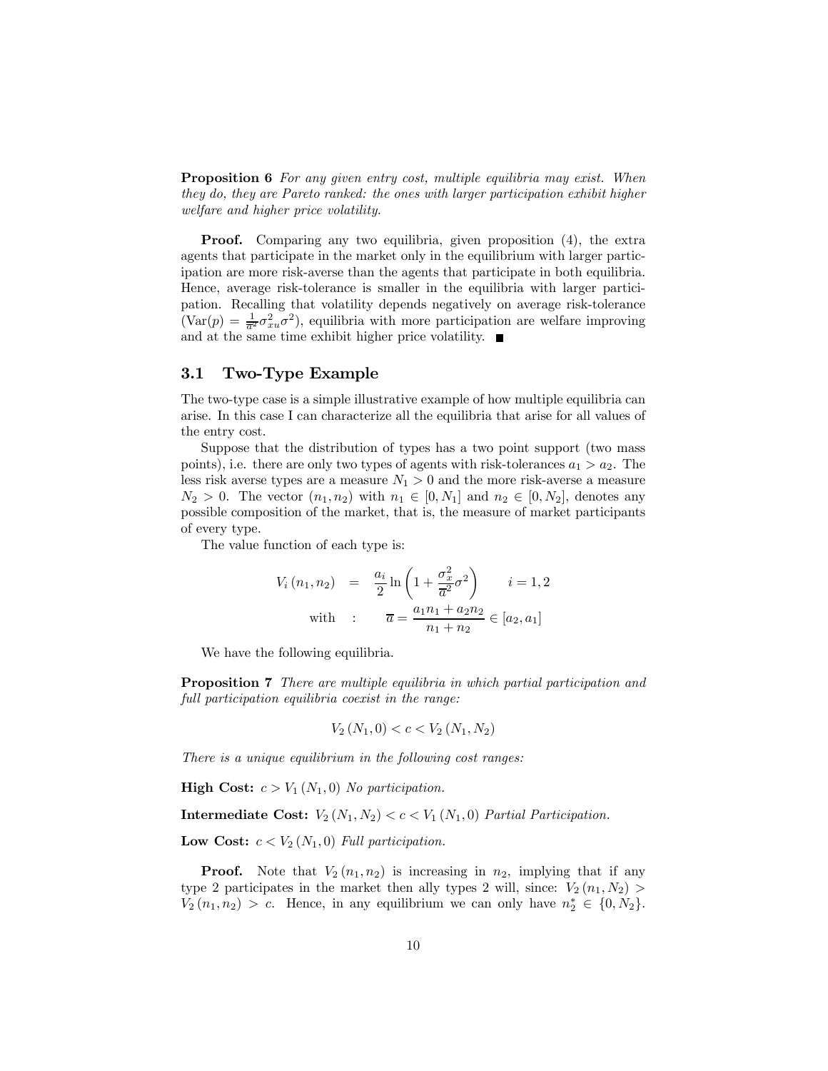**Proposition 6** *For any given entry cost, multiple equilibria may exist. When they do, they are Pareto ranked: the ones with larger participation exhibit higher welfare and higher price volatility.*

**Proof.** Comparing any two equilibria, given proposition (4), the extra agents that participate in the market only in the equilibrium with larger participation are more risk-averse than the agents that participate in both equilibria. Hence, average risk-tolerance is smaller in the equilibria with larger participation. Recalling that volatility depends negatively on average risk-tolerance ($\text{Var}(p) = \frac{1}{\overline{a}^2}\sigma^2_{xu}\sigma^2$), equilibria with more participation are welfare improving and at the same time exhibit higher price volatility. ■

## 3.1 Two-Type Example

The two-type case is a simple illustrative example of how multiple equilibria can arise. In this case I can characterize all the equilibria that arise for all values of the entry cost.

Suppose that the distribution of types has a two point support (two mass points), i.e. there are only two types of agents with risk-tolerances $a_1 > a_2$. The less risk averse types are a measure $N_1 > 0$ and the more risk-averse a measure $N_2 > 0$. The vector $(n_1, n_2)$ with $n_1 \in [0, N_1]$ and $n_2 \in [0, N_2]$, denotes any possible composition of the market, that is, the measure of market participants of every type.

The value function of each type is:

$$V_i(n_1, n_2) = \frac{a_i}{2}\ln\left(1 + \frac{\sigma_x^2}{\overline{a}^2}\sigma^2\right) \qquad i = 1, 2$$

$$\text{with} \quad : \qquad \overline{a} = \frac{a_1 n_1 + a_2 n_2}{n_1 + n_2} \in [a_2, a_1]$$

We have the following equilibria.

**Proposition 7** *There are multiple equilibria in which partial participation and full participation equilibria coexist in the range:*

$$V_2(N_1, 0) < c < V_2(N_1, N_2)$$

*There is a unique equilibrium in the following cost ranges:*

**High Cost:** $c > V_1(N_1, 0)$ *No participation.*

**Intermediate Cost:** $V_2(N_1, N_2) < c < V_1(N_1, 0)$ *Partial Participation.*

**Low Cost:** $c < V_2(N_1, 0)$ *Full participation.*

**Proof.** Note that $V_2(n_1, n_2)$ is increasing in $n_2$, implying that if any type 2 participates in the market then ally types 2 will, since: $V_2(n_1, N_2) > V_2(n_1, n_2) > c$. Hence, in any equilibrium we can only have $n_2^* \in \{0, N_2\}$.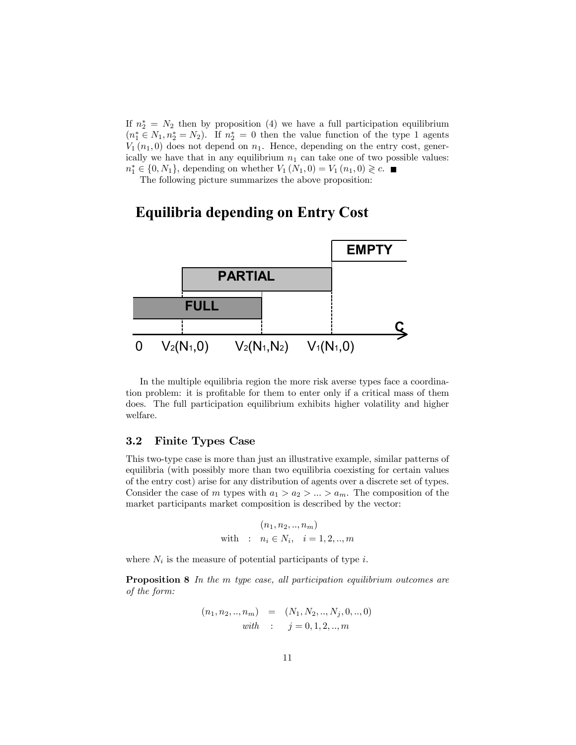If $n_2^* = N_2$ then by proposition (4) we have a full participation equilibrium $(n_1^* \in N_1, n_2^* = N_2)$. If $n_2^* = 0$ then the value function of the type 1 agents $V_1(n_1, 0)$ does not depend on $n_1$. Hence, depending on the entry cost, generically we have that in any equilibrium $n_1$ can take one of two possible values: $n_1^* \in \{0, N_1\}$, depending on whether $V_1(N_1, 0) = V_1(n_1, 0) \gtrless c$. ■

The following picture summarizes the above proposition:

**Equilibria depending on Entry Cost**

EMPTY

PARTIAL

FULL

C

0 $V_2(N_1,0)$ $V_2(N_1,N_2)$ $V_1(N_1,0)$

In the multiple equilibria region the more risk averse types face a coordination problem: it is profitable for them to enter only if a critical mass of them does. The full participation equilibrium exhibits higher volatility and higher welfare.

### 3.2 Finite Types Case

This two-type case is more than just an illustrative example, similar patterns of equilibria (with possibly more than two equilibria coexisting for certain values of the entry cost) arise for any distribution of agents over a discrete set of types. Consider the case of $m$ types with $a_1 > a_2 > ... > a_m$. The composition of the market participants market composition is described by the vector:

$$
\begin{aligned}
&(n_1, n_2, .., n_m) \\
\text{with} \quad &: \quad n_i \in N_i, \quad i = 1, 2, .., m
\end{aligned}
$$

where $N_i$ is the measure of potential participants of type $i$.

**Proposition 8** *In the $m$ type case, all participation equilibrium outcomes are of the form:*

$$
\begin{aligned}
(n_1, n_2, .., n_m) &= (N_1, N_2, .., N_j, 0, .., 0) \\
\textit{with} &: \quad j = 0, 1, 2, .., m
\end{aligned}
$$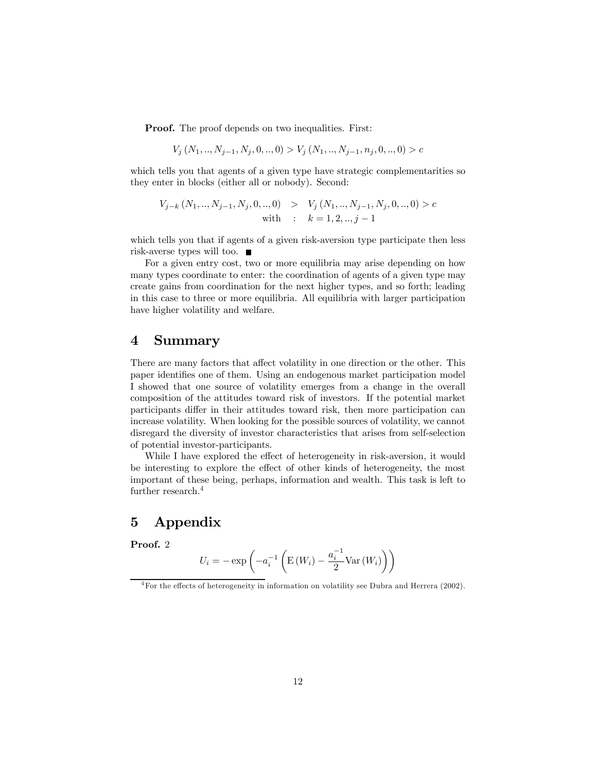**Proof.** The proof depends on two inequalities. First:

$$V_j(N_1, .., N_{j-1}, N_j, 0, .., 0) > V_j(N_1, .., N_{j-1}, n_j, 0, .., 0) > c$$

which tells you that agents of a given type have strategic complementarities so they enter in blocks (either all or nobody). Second:

$$\begin{aligned} V_{j-k}(N_1, .., N_{j-1}, N_j, 0, .., 0) &> V_j(N_1, .., N_{j-1}, N_j, 0, .., 0) > c \\ \text{with} &: \quad k = 1, 2, .., j-1 \end{aligned}$$

which tells you that if agents of a given risk-aversion type participate then less risk-averse types will too. ■

For a given entry cost, two or more equilibria may arise depending on how many types coordinate to enter: the coordination of agents of a given type may create gains from coordination for the next higher types, and so forth; leading in this case to three or more equilibria. All equilibria with larger participation have higher volatility and welfare.

# 4 Summary

There are many factors that affect volatility in one direction or the other. This paper identifies one of them. Using an endogenous market participation model I showed that one source of volatility emerges from a change in the overall composition of the attitudes toward risk of investors. If the potential market participants differ in their attitudes toward risk, then more participation can increase volatility. When looking for the possible sources of volatility, we cannot disregard the diversity of investor characteristics that arises from self-selection of potential investor-participants.

While I have explored the effect of heterogeneity in risk-aversion, it would be interesting to explore the effect of other kinds of heterogeneity, the most important of these being, perhaps, information and wealth. This task is left to further research.[4]

# 5 Appendix

**Proof.** 2

$$U_i = -\exp\left(-a_i^{-1}\left(\mathrm{E}(W_i) - \frac{a_i^{-1}}{2}\mathrm{Var}(W_i)\right)\right)$$

[4]For the effects of heterogeneity in information on volatility see Dubra and Herrera (2002).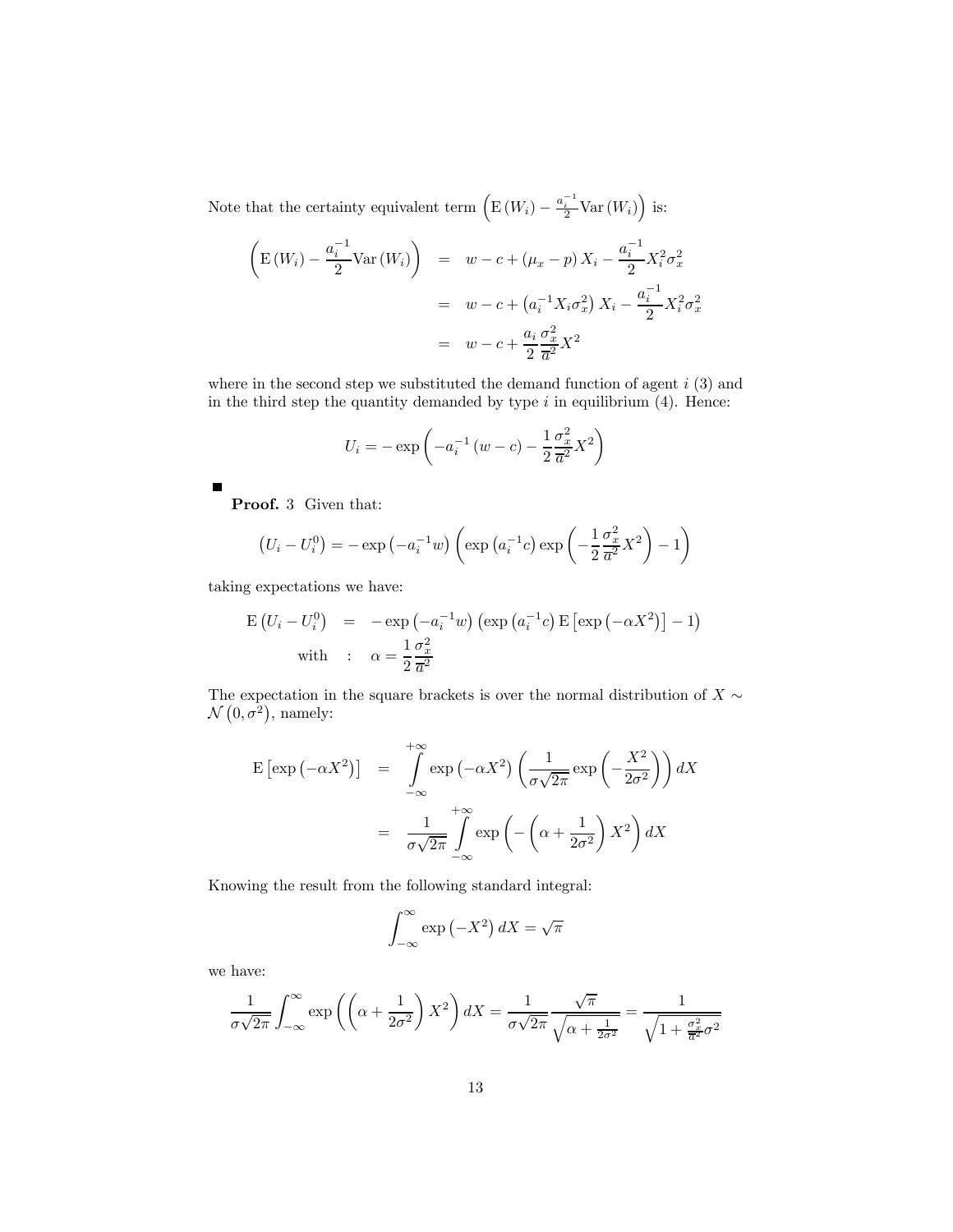Note that the certainty equivalent term $\left(\mathrm{E}\left(W_i\right) - \frac{a_i^{-1}}{2}\mathrm{Var}\left(W_i\right)\right)$ is:

$$
\begin{aligned}
\left(\mathrm{E}\left(W_i\right) - \frac{a_i^{-1}}{2}\mathrm{Var}\left(W_i\right)\right) &= w - c + \left(\mu_x - p\right) X_i - \frac{a_i^{-1}}{2} X_i^2 \sigma_x^2 \\
&= w - c + \left(a_i^{-1} X_i \sigma_x^2\right) X_i - \frac{a_i^{-1}}{2} X_i^2 \sigma_x^2 \\
&= w - c + \frac{a_i}{2} \frac{\sigma_x^2}{\overline{a}^2} X^2
\end{aligned}
$$

where in the second step we substituted the demand function of agent $i$ (3) and in the third step the quantity demanded by type $i$ in equilibrium (4). Hence:

$$
U_i = -\exp\left(-a_i^{-1}\left(w - c\right) - \frac{1}{2}\frac{\sigma_x^2}{\overline{a}^2} X^2\right)
$$

■

**Proof.** 3 Given that:

$$
\left(U_i - U_i^0\right) = -\exp\left(-a_i^{-1} w\right)\left(\exp\left(a_i^{-1} c\right)\exp\left(-\frac{1}{2}\frac{\sigma_x^2}{\overline{a}^2} X^2\right) - 1\right)
$$

taking expectations we have:

$$
\begin{aligned}
\mathrm{E}\left(U_i - U_i^0\right) &= -\exp\left(-a_i^{-1} w\right)\left(\exp\left(a_i^{-1} c\right)\mathrm{E}\left[\exp\left(-\alpha X^2\right)\right] - 1\right) \\
\text{with} \quad &: \quad \alpha = \frac{1}{2}\frac{\sigma_x^2}{\overline{a}^2}
\end{aligned}
$$

The expectation in the square brackets is over the normal distribution of $X \sim \mathcal{N}\left(0, \sigma^2\right)$, namely:

$$
\begin{aligned}
\mathrm{E}\left[\exp\left(-\alpha X^2\right)\right] &= \int_{-\infty}^{+\infty} \exp\left(-\alpha X^2\right)\left(\frac{1}{\sigma\sqrt{2\pi}}\exp\left(-\frac{X^2}{2\sigma^2}\right)\right) dX \\
&= \frac{1}{\sigma\sqrt{2\pi}} \int_{-\infty}^{+\infty} \exp\left(-\left(\alpha + \frac{1}{2\sigma^2}\right) X^2\right) dX
\end{aligned}
$$

Knowing the result from the following standard integral:

$$
\int_{-\infty}^{\infty} \exp\left(-X^2\right) dX = \sqrt{\pi}
$$

we have:

$$
\frac{1}{\sigma\sqrt{2\pi}} \int_{-\infty}^{\infty} \exp\left(\left(\alpha + \frac{1}{2\sigma^2}\right) X^2\right) dX = \frac{1}{\sigma\sqrt{2\pi}} \frac{\sqrt{\pi}}{\sqrt{\alpha + \frac{1}{2\sigma^2}}} = \frac{1}{\sqrt{1 + \frac{\sigma_x^2}{\overline{a}^2}\sigma^2}}
$$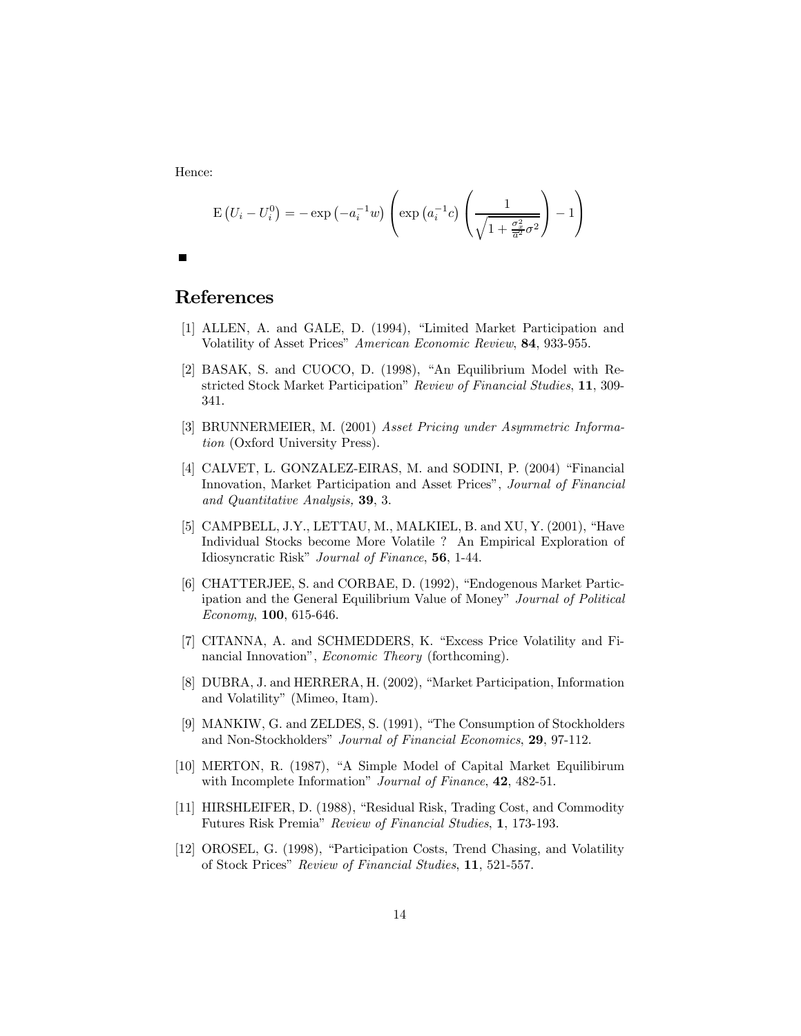Hence:

$$\mathrm{E}\left(U_i - U_i^0\right) = -\exp\left(-a_i^{-1} w\right) \left( \exp\left(a_i^{-1} c\right) \left( \frac{1}{\sqrt{1 + \frac{\sigma_z^2}{\overline{a}^2} \sigma^2}} \right) - 1 \right)$$

■

# References

[1] ALLEN, A. and GALE, D. (1994), "Limited Market Participation and Volatility of Asset Prices" *American Economic Review*, **84**, 933-955.

[2] BASAK, S. and CUOCO, D. (1998), "An Equilibrium Model with Restricted Stock Market Participation" *Review of Financial Studies*, **11**, 309-341.

[3] BRUNNERMEIER, M. (2001) *Asset Pricing under Asymmetric Information* (Oxford University Press).

[4] CALVET, L. GONZALEZ-EIRAS, M. and SODINI, P. (2004) "Financial Innovation, Market Participation and Asset Prices", *Journal of Financial and Quantitative Analysis,* **39**, 3.

[5] CAMPBELL, J.Y., LETTAU, M., MALKIEL, B. and XU, Y. (2001), "Have Individual Stocks become More Volatile ? An Empirical Exploration of Idiosyncratic Risk" *Journal of Finance*, **56**, 1-44.

[6] CHATTERJEE, S. and CORBAE, D. (1992), "Endogenous Market Participation and the General Equilibrium Value of Money" *Journal of Political Economy*, **100**, 615-646.

[7] CITANNA, A. and SCHMEDDERS, K. "Excess Price Volatility and Financial Innovation", *Economic Theory* (forthcoming).

[8] DUBRA, J. and HERRERA, H. (2002), "Market Participation, Information and Volatility" (Mimeo, Itam).

[9] MANKIW, G. and ZELDES, S. (1991), "The Consumption of Stockholders and Non-Stockholders" *Journal of Financial Economics*, **29**, 97-112.

[10] MERTON, R. (1987), "A Simple Model of Capital Market Equilibirum with Incomplete Information" *Journal of Finance*, **42**, 482-51.

[11] HIRSHLEIFER, D. (1988), "Residual Risk, Trading Cost, and Commodity Futures Risk Premia" *Review of Financial Studies*, **1**, 173-193.

[12] OROSEL, G. (1998), "Participation Costs, Trend Chasing, and Volatility of Stock Prices" *Review of Financial Studies*, **11**, 521-557.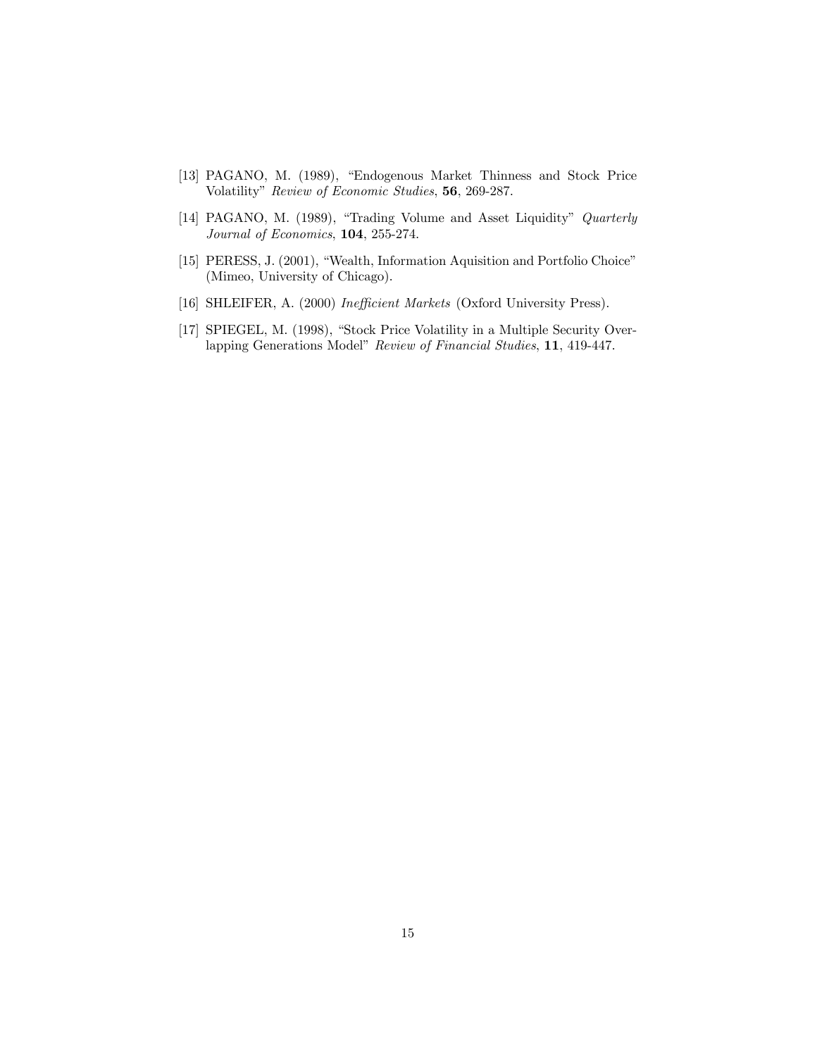[13] PAGANO, M. (1989), "Endogenous Market Thinness and Stock Price Volatility" *Review of Economic Studies*, **56**, 269-287.

[14] PAGANO, M. (1989), "Trading Volume and Asset Liquidity" *Quarterly Journal of Economics*, **104**, 255-274.

[15] PERESS, J. (2001), "Wealth, Information Aquisition and Portfolio Choice" (Mimeo, University of Chicago).

[16] SHLEIFER, A. (2000) *Inefficient Markets* (Oxford University Press).

[17] SPIEGEL, M. (1998), "Stock Price Volatility in a Multiple Security Overlapping Generations Model" *Review of Financial Studies*, **11**, 419-447.